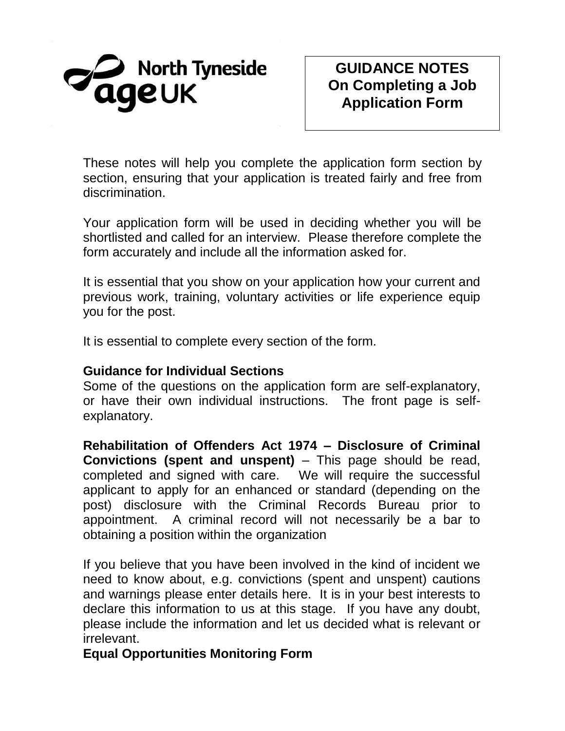North Tyneside age UK

# GUIDANCE NOTES On Completing a Job Application Form

These notes will help you complete the application form section by section, ensuring that your application is treated fairly and free from discrimination.

Your application form will be used in deciding whether you will be shortlisted and called for an interview. Please therefore complete the form accurately and include all the information asked for.

It is essential that you show on your application how your current and previous work, training, voluntary activities or life experience equip you for the post.

It is essential to complete every section of the form.

**Guidance for Individual Sections**

Some of the questions on the application form are self-explanatory, or have their own individual instructions. The front page is self-explanatory.

**Rehabilitation of Offenders Act 1974 – Disclosure of Criminal Convictions (spent and unspent)** – This page should be read, completed and signed with care. We will require the successful applicant to apply for an enhanced or standard (depending on the post) disclosure with the Criminal Records Bureau prior to appointment. A criminal record will not necessarily be a bar to obtaining a position within the organization

If you believe that you have been involved in the kind of incident we need to know about, e.g. convictions (spent and unspent) cautions and warnings please enter details here. It is in your best interests to declare this information to us at this stage. If you have any doubt, please include the information and let us decided what is relevant or irrelevant.

**Equal Opportunities Monitoring Form**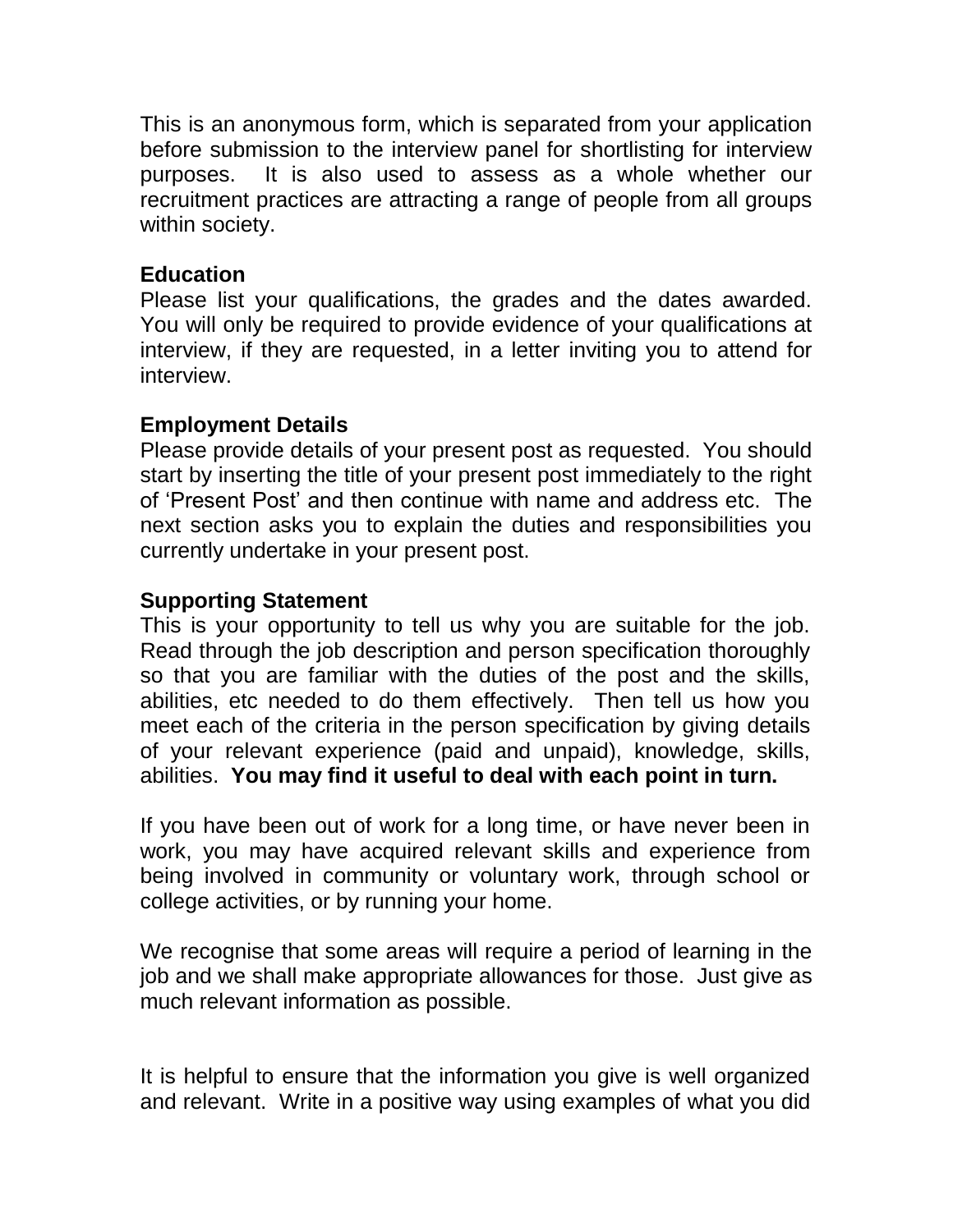This is an anonymous form, which is separated from your application before submission to the interview panel for shortlisting for interview purposes. It is also used to assess as a whole whether our recruitment practices are attracting a range of people from all groups within society.

**Education**

Please list your qualifications, the grades and the dates awarded. You will only be required to provide evidence of your qualifications at interview, if they are requested, in a letter inviting you to attend for interview.

**Employment Details**

Please provide details of your present post as requested. You should start by inserting the title of your present post immediately to the right of 'Present Post' and then continue with name and address etc. The next section asks you to explain the duties and responsibilities you currently undertake in your present post.

**Supporting Statement**

This is your opportunity to tell us why you are suitable for the job. Read through the job description and person specification thoroughly so that you are familiar with the duties of the post and the skills, abilities, etc needed to do them effectively. Then tell us how you meet each of the criteria in the person specification by giving details of your relevant experience (paid and unpaid), knowledge, skills, abilities. **You may find it useful to deal with each point in turn.**

If you have been out of work for a long time, or have never been in work, you may have acquired relevant skills and experience from being involved in community or voluntary work, through school or college activities, or by running your home.

We recognise that some areas will require a period of learning in the job and we shall make appropriate allowances for those. Just give as much relevant information as possible.

It is helpful to ensure that the information you give is well organized and relevant. Write in a positive way using examples of what you did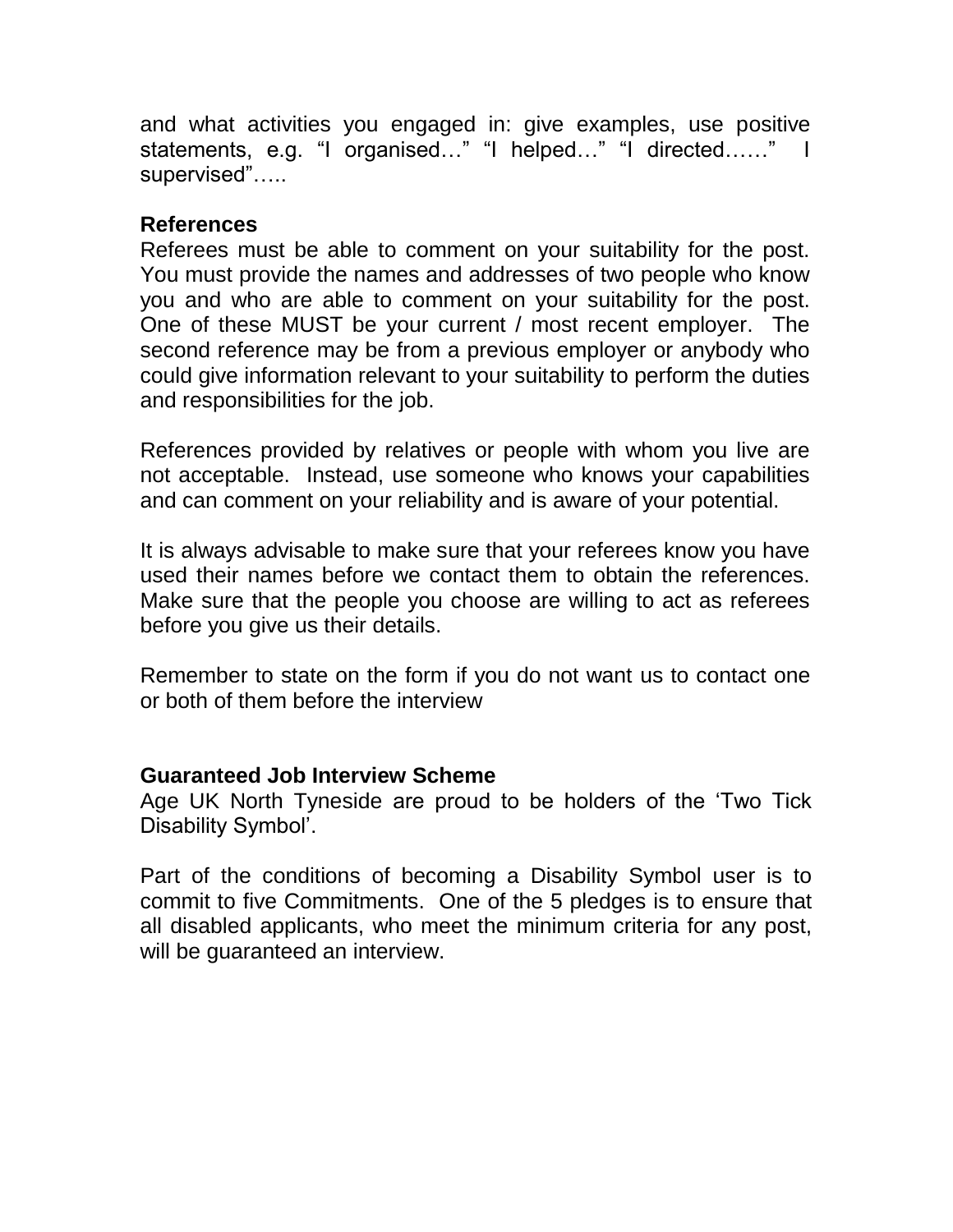and what activities you engaged in: give examples, use positive statements, e.g. "I organised…" "I helped…" "I directed……" I supervised"…..

## References

Referees must be able to comment on your suitability for the post. You must provide the names and addresses of two people who know you and who are able to comment on your suitability for the post. One of these MUST be your current / most recent employer. The second reference may be from a previous employer or anybody who could give information relevant to your suitability to perform the duties and responsibilities for the job.

References provided by relatives or people with whom you live are not acceptable. Instead, use someone who knows your capabilities and can comment on your reliability and is aware of your potential.

It is always advisable to make sure that your referees know you have used their names before we contact them to obtain the references. Make sure that the people you choose are willing to act as referees before you give us their details.

Remember to state on the form if you do not want us to contact one or both of them before the interview

## Guaranteed Job Interview Scheme

Age UK North Tyneside are proud to be holders of the 'Two Tick Disability Symbol'.

Part of the conditions of becoming a Disability Symbol user is to commit to five Commitments. One of the 5 pledges is to ensure that all disabled applicants, who meet the minimum criteria for any post, will be guaranteed an interview.